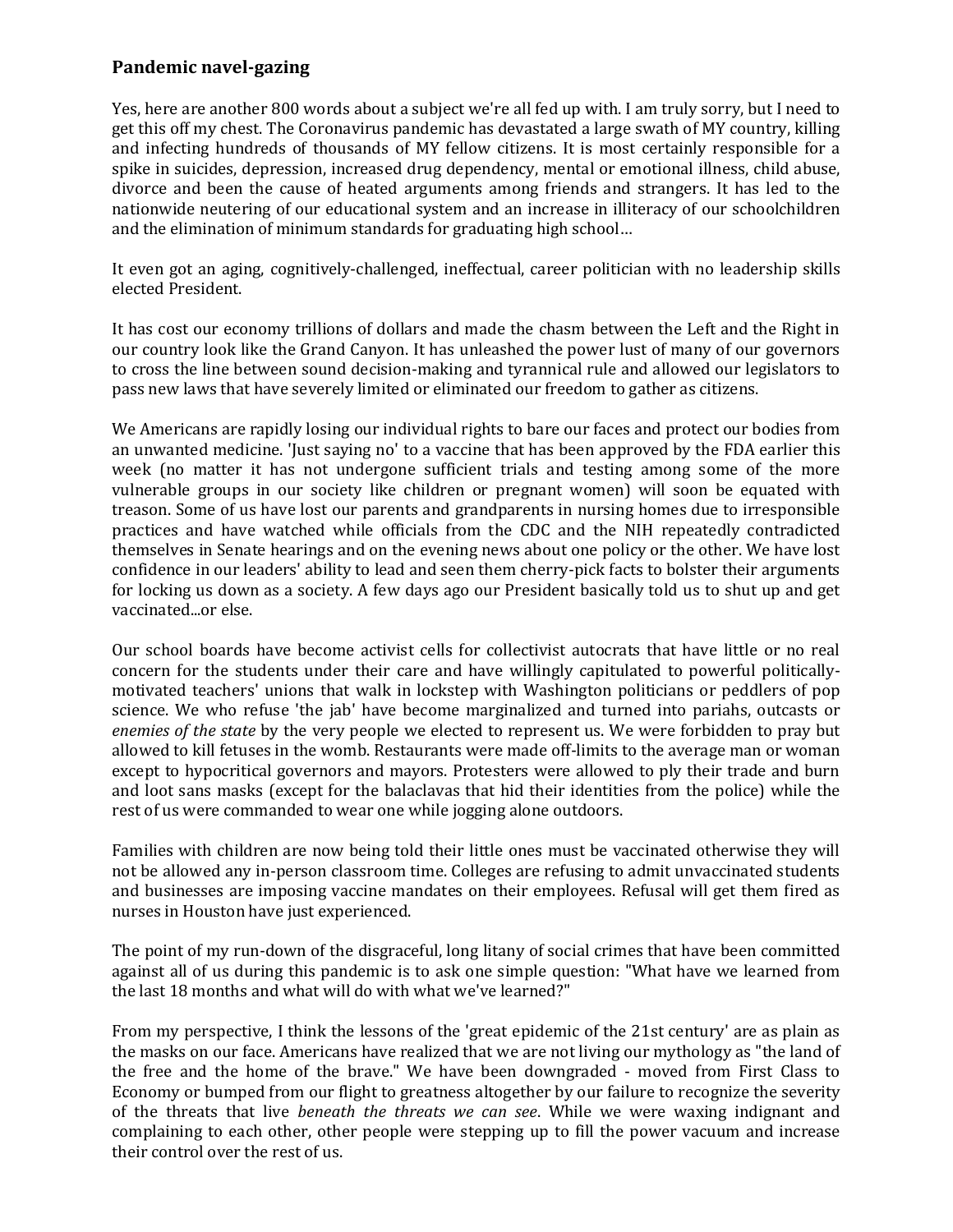## Pandemic navel-gazing

Yes, here are another 800 words about a subject we're all fed up with. I am truly sorry, but I need to get this off my chest. The Coronavirus pandemic has devastated a large swath of MY country, killing and infecting hundreds of thousands of MY fellow citizens. It is most certainly responsible for a spike in suicides, depression, increased drug dependency, mental or emotional illness, child abuse, divorce and been the cause of heated arguments among friends and strangers. It has led to the nationwide neutering of our educational system and an increase in illiteracy of our schoolchildren and the elimination of minimum standards for graduating high school…

It even got an aging, cognitively-challenged, ineffectual, career politician with no leadership skills elected President.

It has cost our economy trillions of dollars and made the chasm between the Left and the Right in our country look like the Grand Canyon. It has unleashed the power lust of many of our governors to cross the line between sound decision-making and tyrannical rule and allowed our legislators to pass new laws that have severely limited or eliminated our freedom to gather as citizens.

We Americans are rapidly losing our individual rights to bare our faces and protect our bodies from an unwanted medicine. 'Just saying no' to a vaccine that has been approved by the FDA earlier this week (no matter it has not undergone sufficient trials and testing among some of the more vulnerable groups in our society like children or pregnant women) will soon be equated with treason. Some of us have lost our parents and grandparents in nursing homes due to irresponsible practices and have watched while officials from the CDC and the NIH repeatedly contradicted themselves in Senate hearings and on the evening news about one policy or the other. We have lost confidence in our leaders' ability to lead and seen them cherry-pick facts to bolster their arguments for locking us down as a society. A few days ago our President basically told us to shut up and get vaccinated...or else.

Our school boards have become activist cells for collectivist autocrats that have little or no real concern for the students under their care and have willingly capitulated to powerful politically-motivated teachers' unions that walk in lockstep with Washington politicians or peddlers of pop science. We who refuse 'the jab' have become marginalized and turned into pariahs, outcasts or *enemies of the state* by the very people we elected to represent us. We were forbidden to pray but allowed to kill fetuses in the womb. Restaurants were made off-limits to the average man or woman except to hypocritical governors and mayors. Protesters were allowed to ply their trade and burn and loot sans masks (except for the balaclavas that hid their identities from the police) while the rest of us were commanded to wear one while jogging alone outdoors.

Families with children are now being told their little ones must be vaccinated otherwise they will not be allowed any in-person classroom time. Colleges are refusing to admit unvaccinated students and businesses are imposing vaccine mandates on their employees. Refusal will get them fired as nurses in Houston have just experienced.

The point of my run-down of the disgraceful, long litany of social crimes that have been committed against all of us during this pandemic is to ask one simple question: "What have we learned from the last 18 months and what will do with what we've learned?"

From my perspective, I think the lessons of the 'great epidemic of the 21st century' are as plain as the masks on our face. Americans have realized that we are not living our mythology as "the land of the free and the home of the brave." We have been downgraded - moved from First Class to Economy or bumped from our flight to greatness altogether by our failure to recognize the severity of the threats that live *beneath the threats we can see*. While we were waxing indignant and complaining to each other, other people were stepping up to fill the power vacuum and increase their control over the rest of us.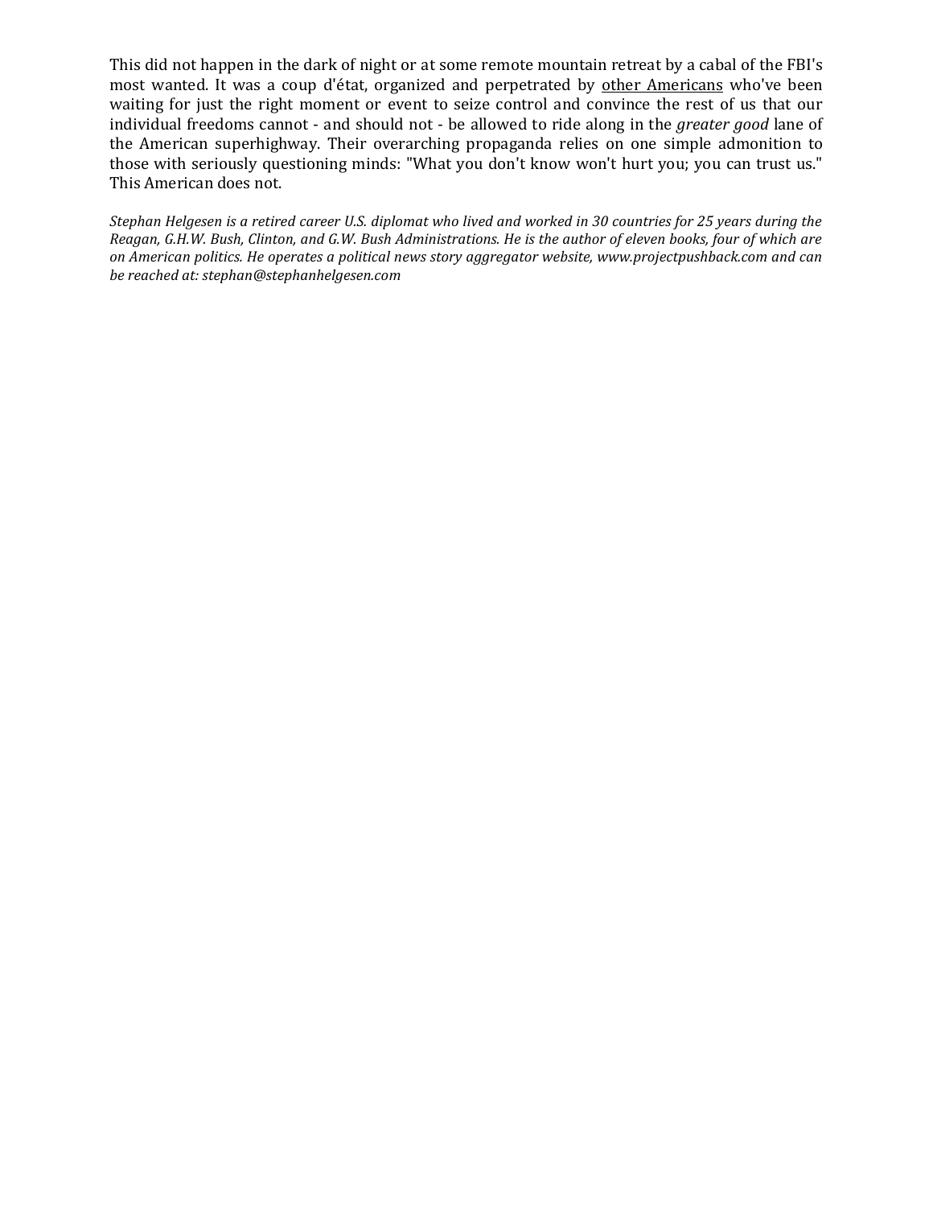This did not happen in the dark of night or at some remote mountain retreat by a cabal of the FBI's most wanted. It was a coup d'état, organized and perpetrated by <u>other Americans</u> who've been waiting for just the right moment or event to seize control and convince the rest of us that our individual freedoms cannot - and should not - be allowed to ride along in the *greater good* lane of the American superhighway. Their overarching propaganda relies on one simple admonition to those with seriously questioning minds: "What you don't know won't hurt you; you can trust us." This American does not.

*Stephan Helgesen is a retired career U.S. diplomat who lived and worked in 30 countries for 25 years during the Reagan, G.H.W. Bush, Clinton, and G.W. Bush Administrations. He is the author of eleven books, four of which are on American politics. He operates a political news story aggregator website, www.projectpushback.com and can be reached at: stephan@stephanhelgesen.com*